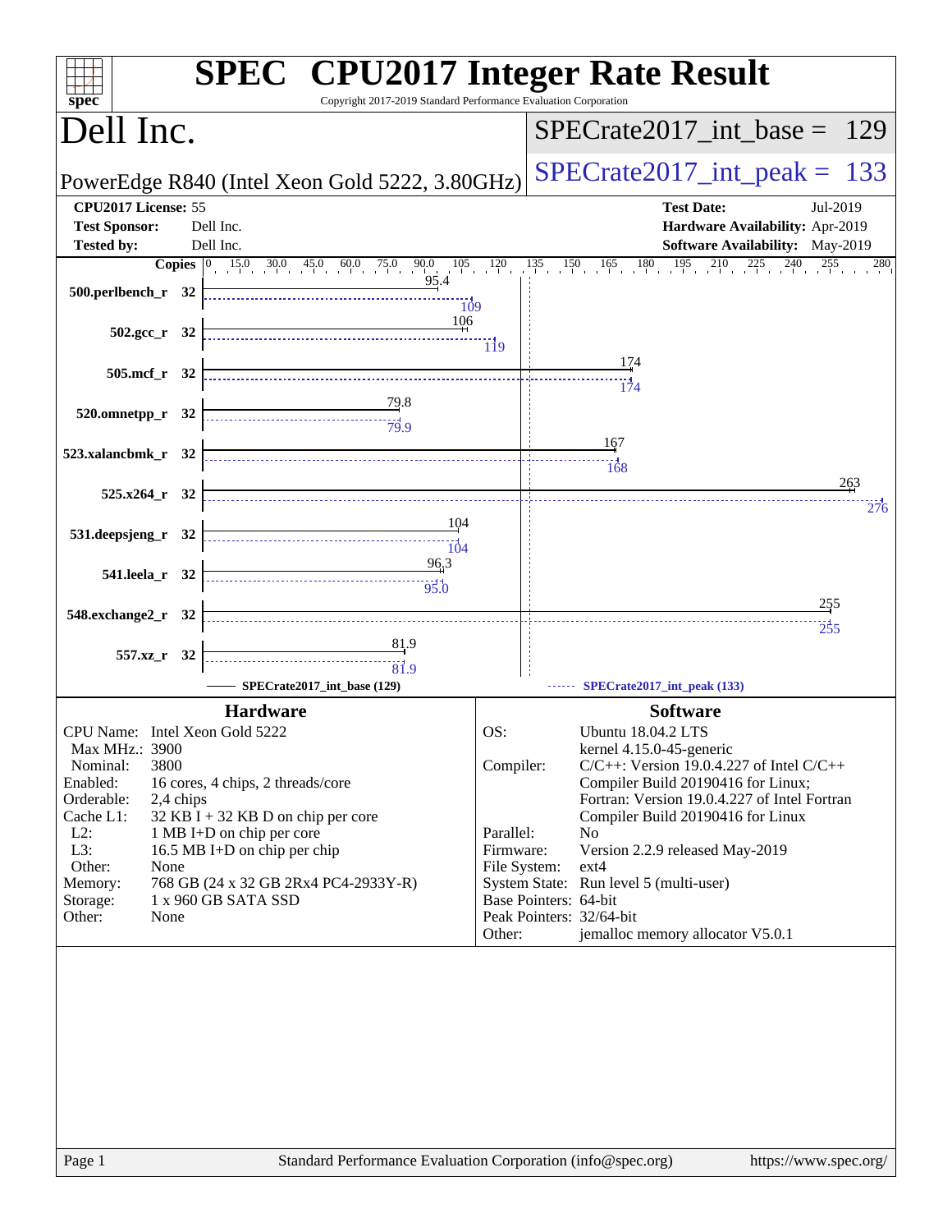# SPEC CPU2017 Integer Rate Result

Copyright 2017-2019 Standard Performance Evaluation Corporation

## Dell Inc.

PowerEdge R840 (Intel Xeon Gold 5222, 3.80GHz)

SPECrate2017_int_base = 129

SPECrate2017_int_peak = 133

| | | | |
|---|---|---|---|
| **CPU2017 License:** | 55 | **Test Date:** | Jul-2019 |
| **Test Sponsor:** | Dell Inc. | **Hardware Availability:** | Apr-2019 |
| **Tested by:** | Dell Inc. | **Software Availability:** | May-2019 |

| Benchmark | Copies | Base | Peak |
|---|---|---|---|
| 500.perlbench_r | 32 | 95.4 | 109 |
| 502.gcc_r | 32 | 106 | 119 |
| 505.mcf_r | 32 | 174 | 174 |
| 520.omnetpp_r | 32 | 79.8 | 79.9 |
| 523.xalancbmk_r | 32 | 167 | 168 |
| 525.x264_r | 32 | 263 | 276 |
| 531.deepsjeng_r | 32 | 104 | 104 |
| 541.leela_r | 32 | 96.3 | 95.0 |
| 548.exchange2_r | 32 | 255 | 255 |
| 557.xz_r | 32 | 81.9 | 81.9 |

SPECrate2017_int_base (129) — SPECrate2017_int_peak (133)

### Hardware

| | |
|---|---|
| CPU Name: | Intel Xeon Gold 5222 |
| Max MHz.: | 3900 |
| Nominal: | 3800 |
| Enabled: | 16 cores, 4 chips, 2 threads/core |
| Orderable: | 2,4 chips |
| Cache L1: | 32 KB I + 32 KB D on chip per core |
| L2: | 1 MB I+D on chip per core |
| L3: | 16.5 MB I+D on chip per chip |
| Other: | None |
| Memory: | 768 GB (24 x 32 GB 2Rx4 PC4-2933Y-R) |
| Storage: | 1 x 960 GB SATA SSD |
| Other: | None |

### Software

| | |
|---|---|
| OS: | Ubuntu 18.04.2 LTS<br>kernel 4.15.0-45-generic |
| Compiler: | C/C++: Version 19.0.4.227 of Intel C/C++ Compiler Build 20190416 for Linux;<br>Fortran: Version 19.0.4.227 of Intel Fortran Compiler Build 20190416 for Linux |
| Parallel: | No |
| Firmware: | Version 2.2.9 released May-2019 |
| File System: | ext4 |
| System State: | Run level 5 (multi-user) |
| Base Pointers: | 64-bit |
| Peak Pointers: | 32/64-bit |
| Other: | jemalloc memory allocator V5.0.1 |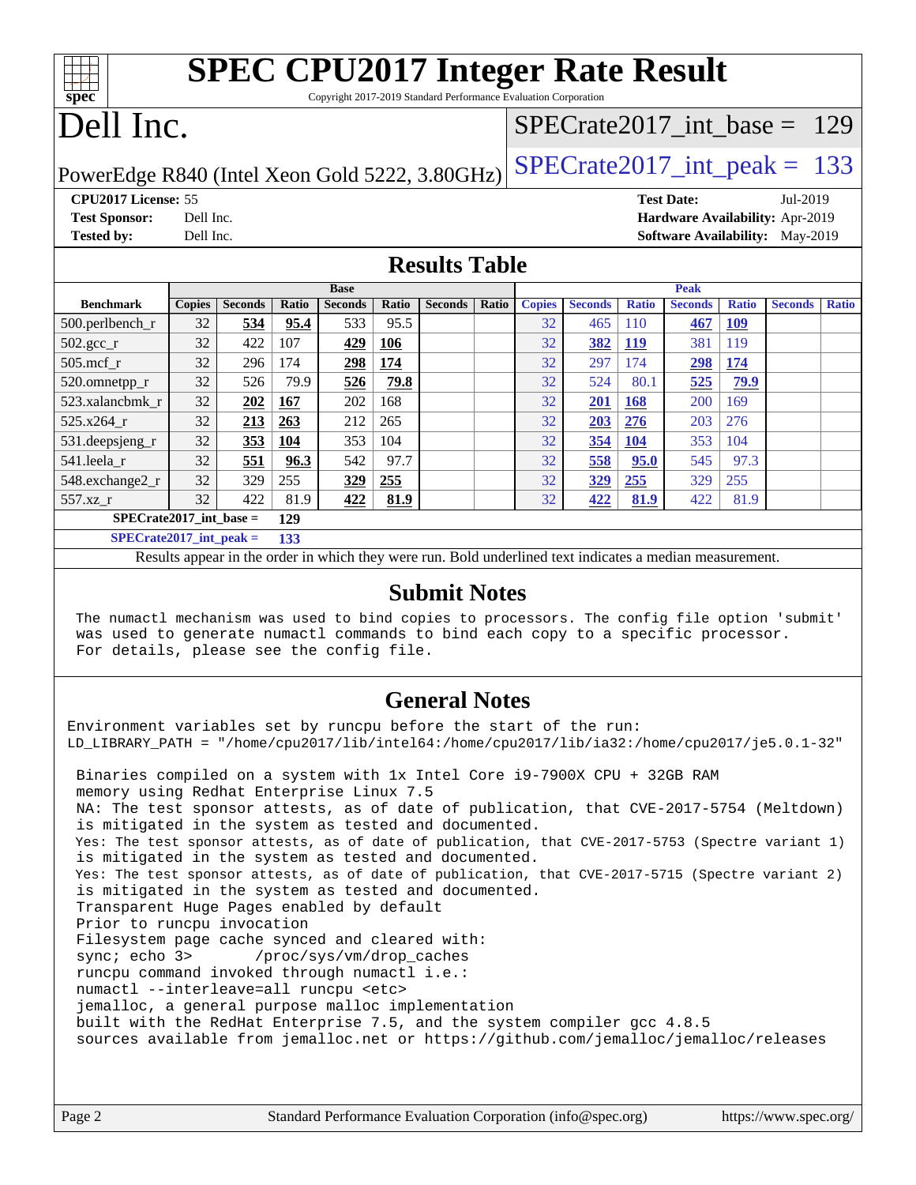# SPEC CPU2017 Integer Rate Result

Copyright 2017-2019 Standard Performance Evaluation Corporation

## Dell Inc.

PowerEdge R840 (Intel Xeon Gold 5222, 3.80GHz)

SPECrate2017_int_base = 129

SPECrate2017_int_peak = 133

**CPU2017 License:** 55
**Test Sponsor:** Dell Inc.
**Tested by:** Dell Inc.

**Test Date:** Jul-2019
**Hardware Availability:** Apr-2019
**Software Availability:** May-2019

## Results Table

| | Base | | | | | | | Peak | | | | | | |
|---|---|---|---|---|---|---|---|---|---|---|---|---|---|---|
| **Benchmark** | **Copies** | **Seconds** | **Ratio** | **Seconds** | **Ratio** | **Seconds** | **Ratio** | **Copies** | **Seconds** | **Ratio** | **Seconds** | **Ratio** | **Seconds** | **Ratio** |
| 500.perlbench_r | 32 | **534** | **95.4** | 533 | 95.5 | | | 32 | 465 | 110 | **467** | **109** | | |
| 502.gcc_r | 32 | 422 | 107 | **429** | **106** | | | 32 | **382** | **119** | 381 | 119 | | |
| 505.mcf_r | 32 | 296 | 174 | **298** | **174** | | | 32 | 297 | 174 | **298** | **174** | | |
| 520.omnetpp_r | 32 | 526 | 79.9 | **526** | **79.8** | | | 32 | 524 | 80.1 | **525** | **79.9** | | |
| 523.xalancbmk_r | 32 | **202** | **167** | 202 | 168 | | | 32 | **201** | **168** | 200 | 169 | | |
| 525.x264_r | 32 | **213** | **263** | 212 | 265 | | | 32 | **203** | **276** | 203 | 276 | | |
| 531.deepsjeng_r | 32 | **353** | **104** | 353 | 104 | | | 32 | **354** | **104** | 353 | 104 | | |
| 541.leela_r | 32 | **551** | **96.3** | 542 | 97.7 | | | 32 | **558** | **95.0** | 545 | 97.3 | | |
| 548.exchange2_r | 32 | 329 | 255 | **329** | **255** | | | 32 | **329** | **255** | 329 | 255 | | |
| 557.xz_r | 32 | 422 | 81.9 | **422** | **81.9** | | | 32 | **422** | **81.9** | 422 | 81.9 | | |

**SPECrate2017_int_base = 129**

**SPECrate2017_int_peak = 133**

Results appear in the order in which they were run. Bold underlined text indicates a median measurement.

## Submit Notes

```
The numactl mechanism was used to bind copies to processors. The config file option 'submit'
was used to generate numactl commands to bind each copy to a specific processor.
For details, please see the config file.
```

## General Notes

```
Environment variables set by runcpu before the start of the run:
LD_LIBRARY_PATH = "/home/cpu2017/lib/intel64:/home/cpu2017/lib/ia32:/home/cpu2017/je5.0.1-32"

 Binaries compiled on a system with 1x Intel Core i9-7900X CPU + 32GB RAM
 memory using Redhat Enterprise Linux 7.5
 NA: The test sponsor attests, as of date of publication, that CVE-2017-5754 (Meltdown)
 is mitigated in the system as tested and documented.
 Yes: The test sponsor attests, as of date of publication, that CVE-2017-5753 (Spectre variant 1)
 is mitigated in the system as tested and documented.
 Yes: The test sponsor attests, as of date of publication, that CVE-2017-5715 (Spectre variant 2)
 is mitigated in the system as tested and documented.
 Transparent Huge Pages enabled by default
 Prior to runcpu invocation
 Filesystem page cache synced and cleared with:
 sync; echo 3>       /proc/sys/vm/drop_caches
 runcpu command invoked through numactl i.e.:
 numactl --interleave=all runcpu <etc>
 jemalloc, a general purpose malloc implementation
 built with the RedHat Enterprise 7.5, and the system compiler gcc 4.8.5
 sources available from jemalloc.net or https://github.com/jemalloc/jemalloc/releases
```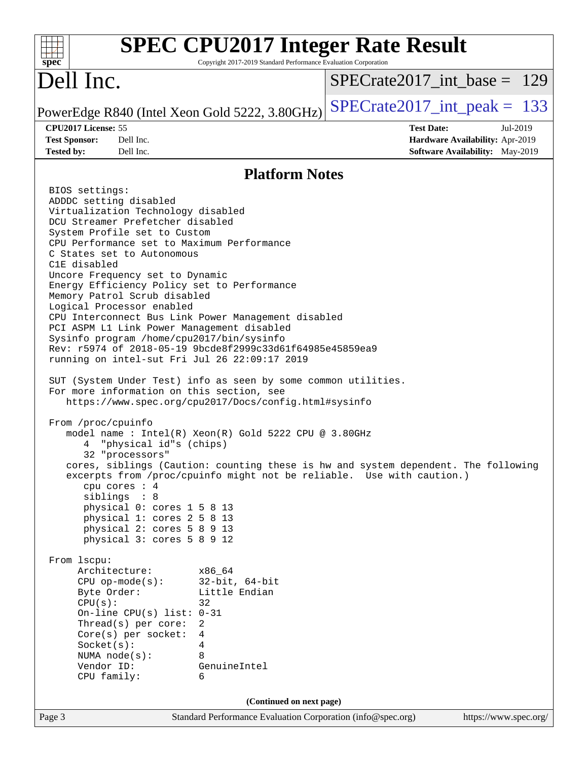## Platform Notes

```
BIOS settings:
ADDDC setting disabled
Virtualization Technology disabled
DCU Streamer Prefetcher disabled
System Profile set to Custom
CPU Performance set to Maximum Performance
C States set to Autonomous
C1E disabled
Uncore Frequency set to Dynamic
Energy Efficiency Policy set to Performance
Memory Patrol Scrub disabled
Logical Processor enabled
CPU Interconnect Bus Link Power Management disabled
PCI ASPM L1 Link Power Management disabled
Sysinfo program /home/cpu2017/bin/sysinfo
Rev: r5974 of 2018-05-19 9bcde8f2999c33d61f64985e45859ea9
running on intel-sut Fri Jul 26 22:09:17 2019

SUT (System Under Test) info as seen by some common utilities.
For more information on this section, see
   https://www.spec.org/cpu2017/Docs/config.html#sysinfo

From /proc/cpuinfo
   model name : Intel(R) Xeon(R) Gold 5222 CPU @ 3.80GHz
      4  "physical id"s (chips)
      32 "processors"
   cores, siblings (Caution: counting these is hw and system dependent. The following
   excerpts from /proc/cpuinfo might not be reliable.  Use with caution.)
      cpu cores : 4
      siblings  : 8
      physical 0: cores 1 5 8 13
      physical 1: cores 2 5 8 13
      physical 2: cores 5 8 9 13
      physical 3: cores 5 8 9 12

From lscpu:
     Architecture:        x86_64
     CPU op-mode(s):      32-bit, 64-bit
     Byte Order:          Little Endian
     CPU(s):              32
     On-line CPU(s) list: 0-31
     Thread(s) per core:  2
     Core(s) per socket:  4
     Socket(s):           4
     NUMA node(s):        8
     Vendor ID:           GenuineIntel
     CPU family:          6
```

(Continued on next page)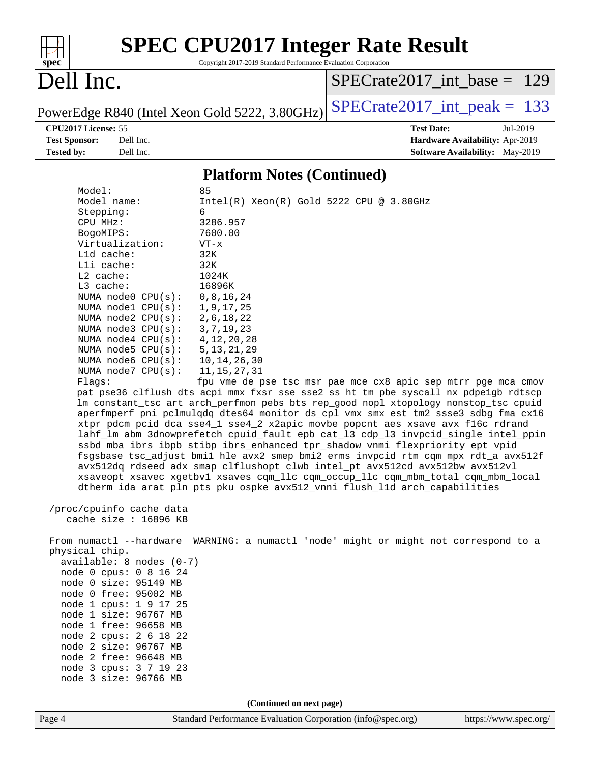## Platform Notes (Continued)

```
    Model:                 85
    Model name:            Intel(R) Xeon(R) Gold 5222 CPU @ 3.80GHz
    Stepping:              6
    CPU MHz:               3286.957
    BogoMIPS:              7600.00
    Virtualization:        VT-x
    L1d cache:             32K
    L1i cache:             32K
    L2 cache:              1024K
    L3 cache:              16896K
    NUMA node0 CPU(s):     0,8,16,24
    NUMA node1 CPU(s):     1,9,17,25
    NUMA node2 CPU(s):     2,6,18,22
    NUMA node3 CPU(s):     3,7,19,23
    NUMA node4 CPU(s):     4,12,20,28
    NUMA node5 CPU(s):     5,13,21,29
    NUMA node6 CPU(s):     10,14,26,30
    NUMA node7 CPU(s):     11,15,27,31
    Flags:                 fpu vme de pse tsc msr pae mce cx8 apic sep mtrr pge mca cmov
    pat pse36 clflush dts acpi mmx fxsr sse sse2 ss ht tm pbe syscall nx pdpe1gb rdtscp
    lm constant_tsc art arch_perfmon pebs bts rep_good nopl xtopology nonstop_tsc cpuid
    aperfmperf pni pclmulqdq dtes64 monitor ds_cpl vmx smx est tm2 ssse3 sdbg fma cx16
    xtpr pdcm pcid dca sse4_1 sse4_2 x2apic movbe popcnt aes xsave avx f16c rdrand
    lahf_lm abm 3dnowprefetch cpuid_fault epb cat_l3 cdp_l3 invpcid_single intel_ppin
    ssbd mba ibrs ibpb stibp ibrs_enhanced tpr_shadow vnmi flexpriority ept vpid
    fsgsbase tsc_adjust bmi1 hle avx2 smep bmi2 erms invpcid rtm cqm mpx rdt_a avx512f
    avx512dq rdseed adx smap clflushopt clwb intel_pt avx512cd avx512bw avx512vl
    xsaveopt xsavec xgetbv1 xsaves cqm_llc cqm_occup_llc cqm_mbm_total cqm_mbm_local
    dtherm ida arat pln pts pku ospke avx512_vnni flush_l1d arch_capabilities

 /proc/cpuinfo cache data
    cache size : 16896 KB

 From numactl --hardware  WARNING: a numactl 'node' might or might not correspond to a
 physical chip.
   available: 8 nodes (0-7)
   node 0 cpus: 0 8 16 24
   node 0 size: 95149 MB
   node 0 free: 95002 MB
   node 1 cpus: 1 9 17 25
   node 1 size: 96767 MB
   node 1 free: 96658 MB
   node 2 cpus: 2 6 18 22
   node 2 size: 96767 MB
   node 2 free: 96648 MB
   node 3 cpus: 3 7 19 23
   node 3 size: 96766 MB
```

(Continued on next page)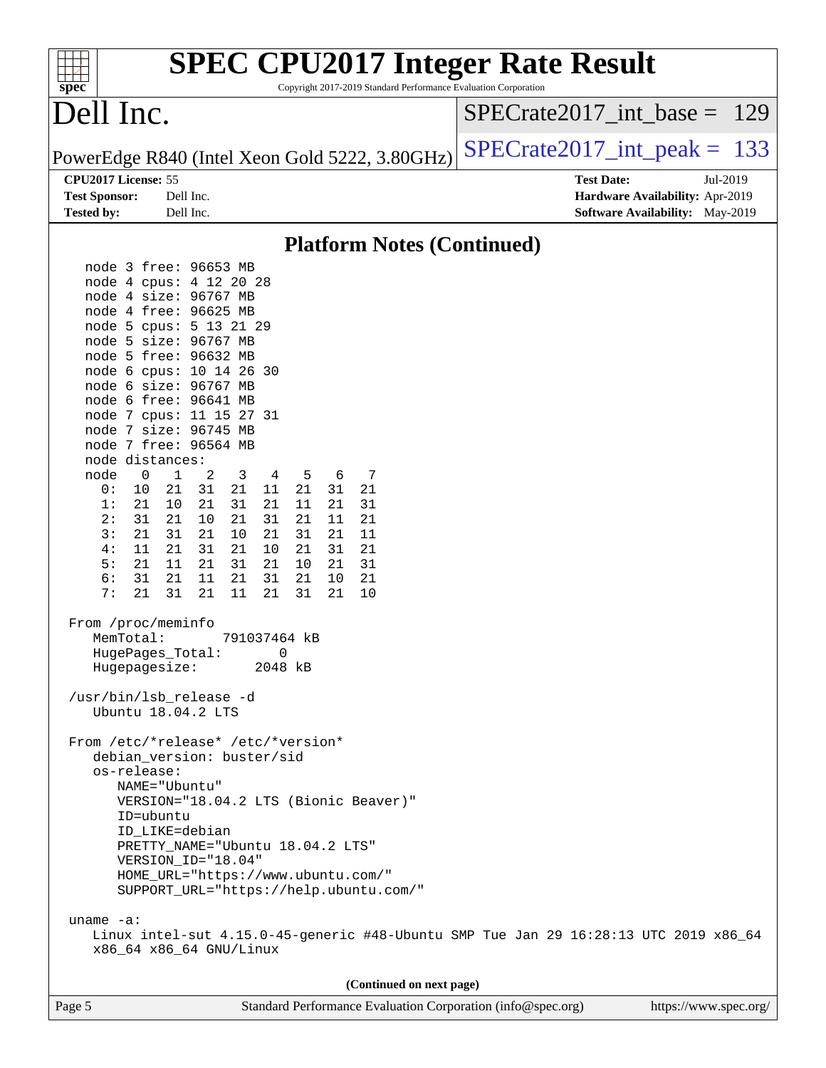## Platform Notes (Continued)

```
   node 3 free: 96653 MB
   node 4 cpus: 4 12 20 28
   node 4 size: 96767 MB
   node 4 free: 96625 MB
   node 5 cpus: 5 13 21 29
   node 5 size: 96767 MB
   node 5 free: 96632 MB
   node 6 cpus: 10 14 26 30
   node 6 size: 96767 MB
   node 6 free: 96641 MB
   node 7 cpus: 11 15 27 31
   node 7 size: 96745 MB
   node 7 free: 96564 MB
   node distances:
   node   0   1   2   3   4   5   6   7
     0:  10  21  31  21  11  21  31  21
     1:  21  10  21  31  21  11  21  31
     2:  31  21  10  21  31  21  11  21
     3:  21  31  21  10  21  31  21  11
     4:  11  21  31  21  10  21  31  21
     5:  21  11  21  31  21  10  21  31
     6:  31  21  11  21  31  21  10  21
     7:  21  31  21  11  21  31  21  10

 From /proc/meminfo
    MemTotal:       791037464 kB
    HugePages_Total:       0
    Hugepagesize:       2048 kB

 /usr/bin/lsb_release -d
    Ubuntu 18.04.2 LTS

 From /etc/*release* /etc/*version*
    debian_version: buster/sid
    os-release:
       NAME="Ubuntu"
       VERSION="18.04.2 LTS (Bionic Beaver)"
       ID=ubuntu
       ID_LIKE=debian
       PRETTY_NAME="Ubuntu 18.04.2 LTS"
       VERSION_ID="18.04"
       HOME_URL="https://www.ubuntu.com/"
       SUPPORT_URL="https://help.ubuntu.com/"

 uname -a:
    Linux intel-sut 4.15.0-45-generic #48-Ubuntu SMP Tue Jan 29 16:28:13 UTC 2019 x86_64
    x86_64 x86_64 GNU/Linux
```

**(Continued on next page)**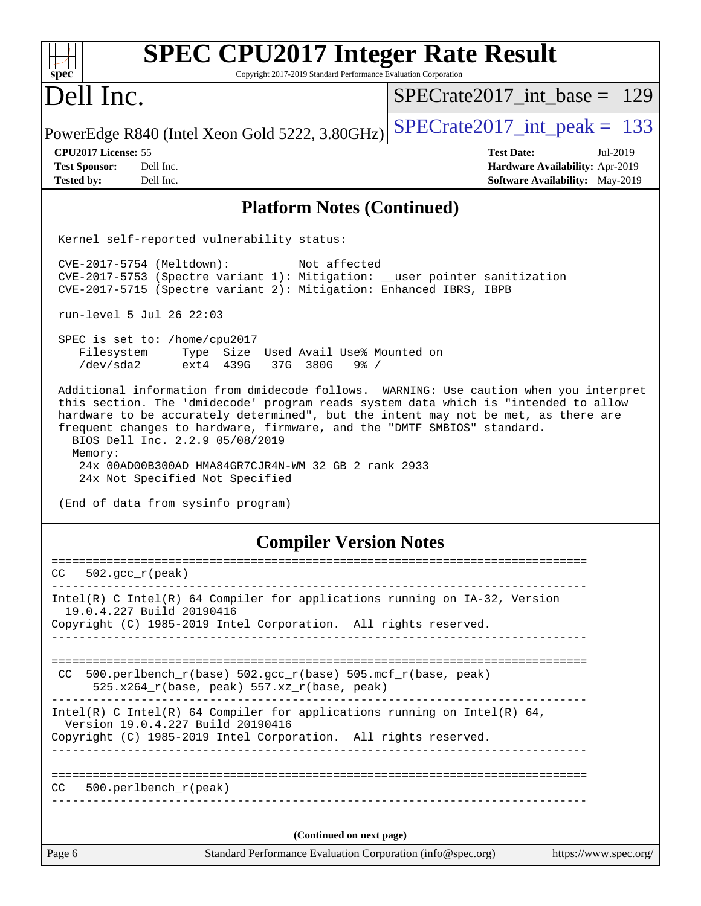## Platform Notes (Continued)

```
Kernel self-reported vulnerability status:

CVE-2017-5754 (Meltdown):          Not affected
CVE-2017-5753 (Spectre variant 1): Mitigation: __user pointer sanitization
CVE-2017-5715 (Spectre variant 2): Mitigation: Enhanced IBRS, IBPB

run-level 5 Jul 26 22:03

SPEC is set to: /home/cpu2017
   Filesystem     Type  Size  Used Avail Use% Mounted on
   /dev/sda2      ext4  439G   37G  380G   9% /

Additional information from dmidecode follows.  WARNING: Use caution when you interpret
this section. The 'dmidecode' program reads system data which is "intended to allow
hardware to be accurately determined", but the intent may not be met, as there are
frequent changes to hardware, firmware, and the "DMTF SMBIOS" standard.
  BIOS Dell Inc. 2.2.9 05/08/2019
  Memory:
    24x 00AD00B300AD HMA84GR7CJR4N-WM 32 GB 2 rank 2933
    24x Not Specified Not Specified

(End of data from sysinfo program)
```

## Compiler Version Notes

```
==============================================================================
CC   502.gcc_r(peak)
------------------------------------------------------------------------------
Intel(R) C Intel(R) 64 Compiler for applications running on IA-32, Version
  19.0.4.227 Build 20190416
Copyright (C) 1985-2019 Intel Corporation.  All rights reserved.
------------------------------------------------------------------------------

==============================================================================
 CC  500.perlbench_r(base) 502.gcc_r(base) 505.mcf_r(base, peak)
      525.x264_r(base, peak) 557.xz_r(base, peak)
------------------------------------------------------------------------------
Intel(R) C Intel(R) 64 Compiler for applications running on Intel(R) 64,
  Version 19.0.4.227 Build 20190416
Copyright (C) 1985-2019 Intel Corporation.  All rights reserved.
------------------------------------------------------------------------------

==============================================================================
CC   500.perlbench_r(peak)
------------------------------------------------------------------------------
```

(Continued on next page)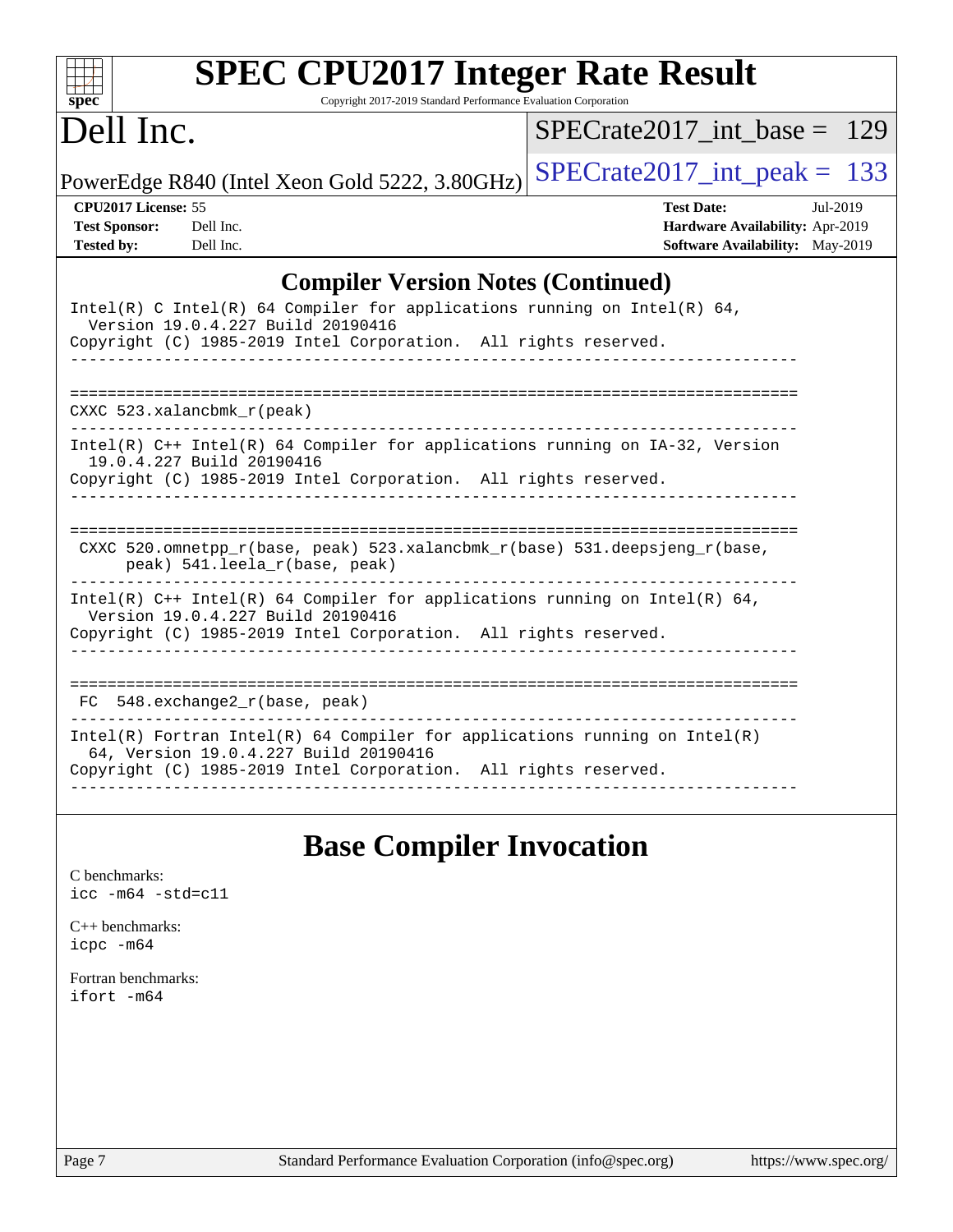## Compiler Version Notes (Continued)

```
Intel(R) C Intel(R) 64 Compiler for applications running on Intel(R) 64,
  Version 19.0.4.227 Build 20190416
Copyright (C) 1985-2019 Intel Corporation.  All rights reserved.
------------------------------------------------------------------------------

==============================================================================
CXXC 523.xalancbmk_r(peak)
------------------------------------------------------------------------------
Intel(R) C++ Intel(R) 64 Compiler for applications running on IA-32, Version
  19.0.4.227 Build 20190416
Copyright (C) 1985-2019 Intel Corporation.  All rights reserved.
------------------------------------------------------------------------------

==============================================================================
 CXXC 520.omnetpp_r(base, peak) 523.xalancbmk_r(base) 531.deepsjeng_r(base,
      peak) 541.leela_r(base, peak)
------------------------------------------------------------------------------
Intel(R) C++ Intel(R) 64 Compiler for applications running on Intel(R) 64,
  Version 19.0.4.227 Build 20190416
Copyright (C) 1985-2019 Intel Corporation.  All rights reserved.
------------------------------------------------------------------------------

==============================================================================
 FC  548.exchange2_r(base, peak)
------------------------------------------------------------------------------
Intel(R) Fortran Intel(R) 64 Compiler for applications running on Intel(R)
  64, Version 19.0.4.227 Build 20190416
Copyright (C) 1985-2019 Intel Corporation.  All rights reserved.
------------------------------------------------------------------------------
```

## Base Compiler Invocation

C benchmarks:
`icc -m64 -std=c11`

C++ benchmarks:
`icpc -m64`

Fortran benchmarks:
`ifort -m64`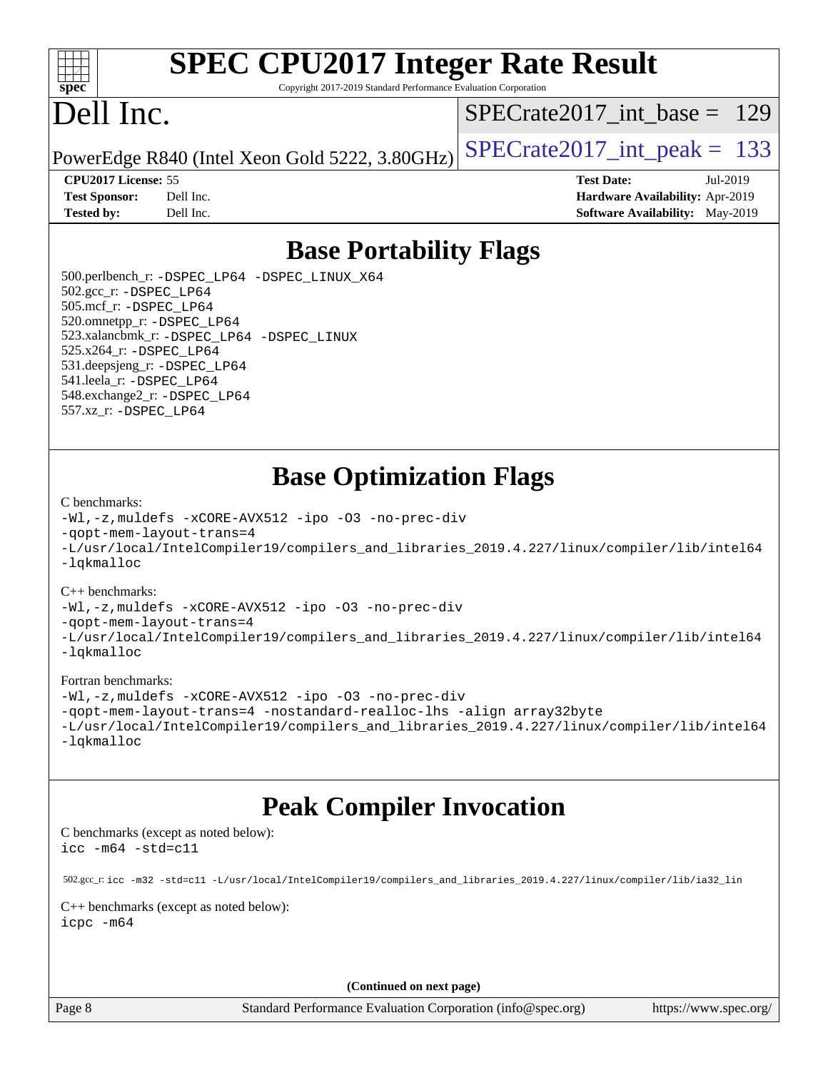# SPEC CPU2017 Integer Rate Result

Copyright 2017-2019 Standard Performance Evaluation Corporation

# Dell Inc.

PowerEdge R840 (Intel Xeon Gold 5222, 3.80GHz)

SPECrate2017_int_base = 129

SPECrate2017_int_peak = 133

**CPU2017 License:** 55
**Test Sponsor:** Dell Inc.
**Tested by:** Dell Inc.

**Test Date:** Jul-2019
**Hardware Availability:** Apr-2019
**Software Availability:** May-2019

## Base Portability Flags

500.perlbench_r: -DSPEC_LP64 -DSPEC_LINUX_X64
502.gcc_r: -DSPEC_LP64
505.mcf_r: -DSPEC_LP64
520.omnetpp_r: -DSPEC_LP64
523.xalancbmk_r: -DSPEC_LP64 -DSPEC_LINUX
525.x264_r: -DSPEC_LP64
531.deepsjeng_r: -DSPEC_LP64
541.leela_r: -DSPEC_LP64
548.exchange2_r: -DSPEC_LP64
557.xz_r: -DSPEC_LP64

## Base Optimization Flags

C benchmarks:

```
-Wl,-z,muldefs -xCORE-AVX512 -ipo -O3 -no-prec-div
-qopt-mem-layout-trans=4
-L/usr/local/IntelCompiler19/compilers_and_libraries_2019.4.227/linux/compiler/lib/intel64
-lqkmalloc
```

C++ benchmarks:

```
-Wl,-z,muldefs -xCORE-AVX512 -ipo -O3 -no-prec-div
-qopt-mem-layout-trans=4
-L/usr/local/IntelCompiler19/compilers_and_libraries_2019.4.227/linux/compiler/lib/intel64
-lqkmalloc
```

Fortran benchmarks:

```
-Wl,-z,muldefs -xCORE-AVX512 -ipo -O3 -no-prec-div
-qopt-mem-layout-trans=4 -nostandard-realloc-lhs -align array32byte
-L/usr/local/IntelCompiler19/compilers_and_libraries_2019.4.227/linux/compiler/lib/intel64
-lqkmalloc
```

## Peak Compiler Invocation

C benchmarks (except as noted below):
icc -m64 -std=c11

502.gcc_r: icc -m32 -std=c11 -L/usr/local/IntelCompiler19/compilers_and_libraries_2019.4.227/linux/compiler/lib/ia32_lin

C++ benchmarks (except as noted below):
icpc -m64

**(Continued on next page)**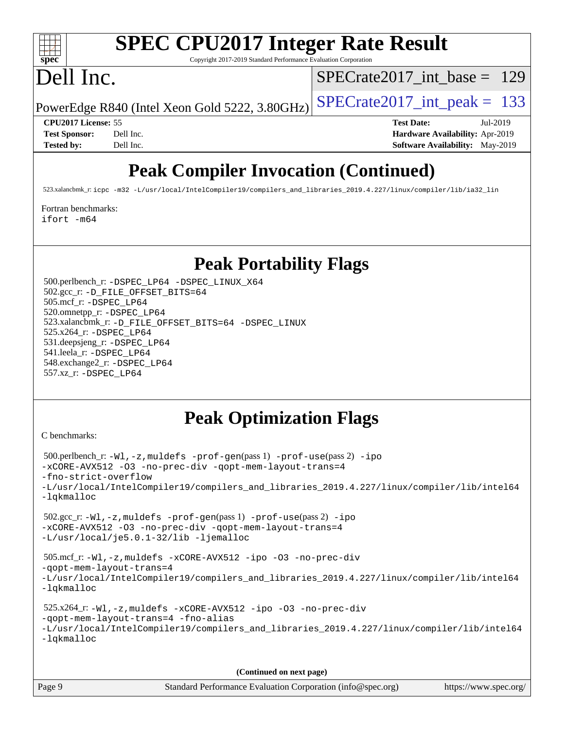# Peak Compiler Invocation (Continued)

523.xalancbmk_r: icpc -m32 -L/usr/local/IntelCompiler19/compilers_and_libraries_2019.4.227/linux/compiler/lib/ia32_lin

Fortran benchmarks:
ifort -m64

# Peak Portability Flags

500.perlbench_r: -DSPEC_LP64 -DSPEC_LINUX_X64
502.gcc_r: -D_FILE_OFFSET_BITS=64
505.mcf_r: -DSPEC_LP64
520.omnetpp_r: -DSPEC_LP64
523.xalancbmk_r: -D_FILE_OFFSET_BITS=64 -DSPEC_LINUX
525.x264_r: -DSPEC_LP64
531.deepsjeng_r: -DSPEC_LP64
541.leela_r: -DSPEC_LP64
548.exchange2_r: -DSPEC_LP64
557.xz_r: -DSPEC_LP64

# Peak Optimization Flags

C benchmarks:

500.perlbench_r: -Wl,-z,muldefs -prof-gen(pass 1) -prof-use(pass 2) -ipo -xCORE-AVX512 -O3 -no-prec-div -qopt-mem-layout-trans=4 -fno-strict-overflow -L/usr/local/IntelCompiler19/compilers_and_libraries_2019.4.227/linux/compiler/lib/intel64 -lqkmalloc

502.gcc_r: -Wl,-z,muldefs -prof-gen(pass 1) -prof-use(pass 2) -ipo -xCORE-AVX512 -O3 -no-prec-div -qopt-mem-layout-trans=4 -L/usr/local/je5.0.1-32/lib -ljemalloc

505.mcf_r: -Wl,-z,muldefs -xCORE-AVX512 -ipo -O3 -no-prec-div -qopt-mem-layout-trans=4 -L/usr/local/IntelCompiler19/compilers_and_libraries_2019.4.227/linux/compiler/lib/intel64 -lqkmalloc

525.x264_r: -Wl,-z,muldefs -xCORE-AVX512 -ipo -O3 -no-prec-div -qopt-mem-layout-trans=4 -fno-alias -L/usr/local/IntelCompiler19/compilers_and_libraries_2019.4.227/linux/compiler/lib/intel64 -lqkmalloc

(Continued on next page)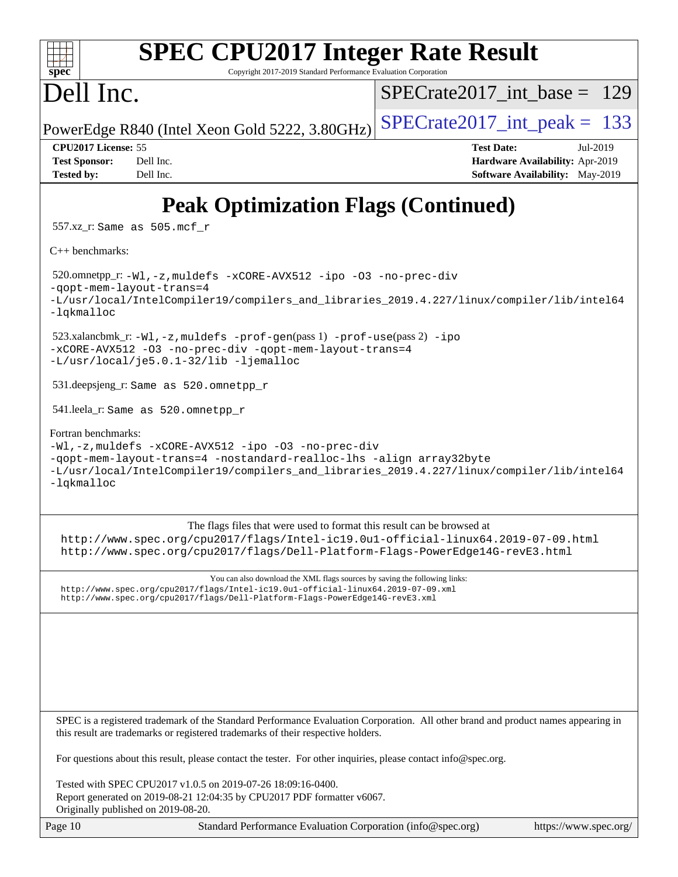# SPEC CPU2017 Integer Rate Result

Copyright 2017-2019 Standard Performance Evaluation Corporation

# Dell Inc.

SPECrate2017_int_base = 129

PowerEdge R840 (Intel Xeon Gold 5222, 3.80GHz)

SPECrate2017_int_peak = 133

**CPU2017 License:** 55
**Test Sponsor:** Dell Inc.
**Tested by:** Dell Inc.

**Test Date:** Jul-2019
**Hardware Availability:** Apr-2019
**Software Availability:** May-2019

## Peak Optimization Flags (Continued)

557.xz_r: Same as 505.mcf_r

C++ benchmarks:

520.omnetpp_r: -Wl,-z,muldefs -xCORE-AVX512 -ipo -O3 -no-prec-div -qopt-mem-layout-trans=4 -L/usr/local/IntelCompiler19/compilers_and_libraries_2019.4.227/linux/compiler/lib/intel64 -lqkmalloc

523.xalancbmk_r: -Wl,-z,muldefs -prof-gen(pass 1) -prof-use(pass 2) -ipo -xCORE-AVX512 -O3 -no-prec-div -qopt-mem-layout-trans=4 -L/usr/local/je5.0.1-32/lib -ljemalloc

531.deepsjeng_r: Same as 520.omnetpp_r

541.leela_r: Same as 520.omnetpp_r

Fortran benchmarks:

-Wl,-z,muldefs -xCORE-AVX512 -ipo -O3 -no-prec-div -qopt-mem-layout-trans=4 -nostandard-realloc-lhs -align array32byte -L/usr/local/IntelCompiler19/compilers_and_libraries_2019.4.227/linux/compiler/lib/intel64 -lqkmalloc

The flags files that were used to format this result can be browsed at
http://www.spec.org/cpu2017/flags/Intel-ic19.0u1-official-linux64.2019-07-09.html
http://www.spec.org/cpu2017/flags/Dell-Platform-Flags-PowerEdge14G-revE3.html

You can also download the XML flags sources by saving the following links:
http://www.spec.org/cpu2017/flags/Intel-ic19.0u1-official-linux64.2019-07-09.xml
http://www.spec.org/cpu2017/flags/Dell-Platform-Flags-PowerEdge14G-revE3.xml

SPEC is a registered trademark of the Standard Performance Evaluation Corporation. All other brand and product names appearing in this result are trademarks or registered trademarks of their respective holders.

For questions about this result, please contact the tester. For other inquiries, please contact info@spec.org.

Tested with SPEC CPU2017 v1.0.5 on 2019-07-26 18:09:16-0400.
Report generated on 2019-08-21 12:04:35 by CPU2017 PDF formatter v6067.
Originally published on 2019-08-20.